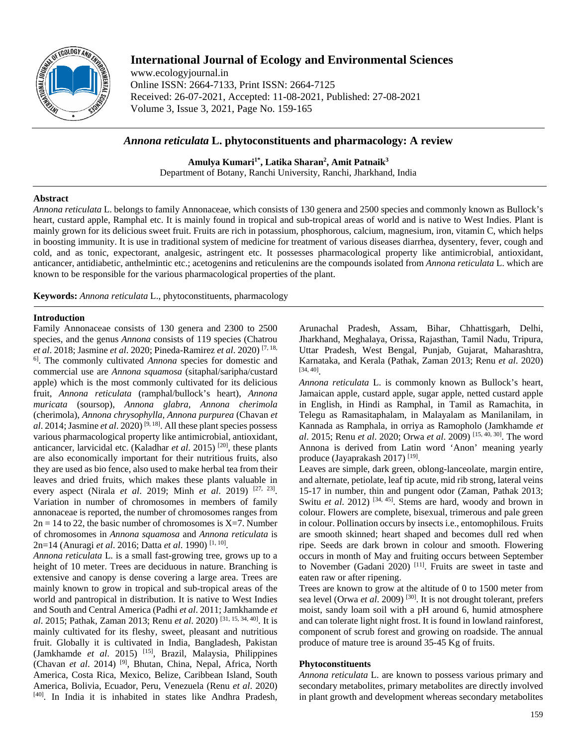# International Journal of Ecology and Environmental Sciences

www.ecologyjournal.in
Online ISSN: 2664-7133, Print ISSN: 2664-7125
Received: 26-07-2021, Accepted: 11-08-2021, Published: 27-08-2021
Volume 3, Issue 3, 2021, Page No. 159-165

## *Annona reticulata* L. phytoconstituents and pharmacology: A review

**Amulya Kumari[1*], Latika Sharan[2], Amit Patnaik[3]**
Department of Botany, Ranchi University, Ranchi, Jharkhand, India

### Abstract

*Annona reticulata* L. belongs to family Annonaceae, which consists of 130 genera and 2500 species and commonly known as Bullock's heart, custard apple, Ramphal etc. It is mainly found in tropical and sub-tropical areas of world and is native to West Indies. Plant is mainly grown for its delicious sweet fruit. Fruits are rich in potassium, phosphorous, calcium, magnesium, iron, vitamin C, which helps in boosting immunity. It is use in traditional system of medicine for treatment of various diseases diarrhea, dysentery, fever, cough and cold, and as tonic, expectorant, analgesic, astringent etc. It possesses pharmacological property like antimicrobial, antioxidant, anticancer, antidiabetic, anthelmintic etc.; acetogenins and reticulenins are the compounds isolated from *Annona reticulata* L. which are known to be responsible for the various pharmacological properties of the plant.

**Keywords:** *Annona reticulata* L., phytoconstituents, pharmacology

### Introduction

Family Annonaceae consists of 130 genera and 2300 to 2500 species, and the genus *Annona* consists of 119 species (Chatrou *et al*. 2018; Jasmine *et al*. 2020; Pineda-Ramirez *et al*. 2020) [7, 18, 6]. The commonly cultivated *Annona* species for domestic and commercial use are *Annona squamosa* (sitaphal/saripha/custard apple) which is the most commonly cultivated for its delicious fruit, *Annona reticulata* (ramphal/bullock's heart), *Annona muricata* (soursop), *Annona glabra, Annona cherimola* (cherimola), *Annona chrysophylla, Annona purpurea* (Chavan *et al*. 2014; Jasmine *et al*. 2020) [9, 18]. All these plant species possess various pharmacological property like antimicrobial, antioxidant, anticancer, larvicidal etc. (Kaladhar *et al*. 2015) [20], these plants are also economically important for their nutritious fruits, also they are used as bio fence, also used to make herbal tea from their leaves and dried fruits, which makes these plants valuable in every aspect (Nirala *et al*. 2019; Minh *et al*. 2019) [27, 23]. Variation in number of chromosomes in members of family annonaceae is reported, the number of chromosomes ranges from $2n = 14$ to 22, the basic number of chromosomes is $X=7$. Number of chromosomes in *Annona squamosa* and *Annona reticulata* is $2n=14$ (Anuragi *et al*. 2016; Datta *et al*. 1990) [1, 10].

*Annona reticulata* L. is a small fast-growing tree, grows up to a height of 10 meter. Trees are deciduous in nature. Branching is extensive and canopy is dense covering a large area. Trees are mainly known to grow in tropical and sub-tropical areas of the world and pantropical in distribution. It is native to West Indies and South and Central America (Padhi *et al*. 2011; Jamkhamde *et al*. 2015; Pathak, Zaman 2013; Renu *et al*. 2020) [31, 15, 34, 40]. It is mainly cultivated for its fleshy, sweet, pleasant and nutritious fruit. Globally it is cultivated in India, Bangladesh, Pakistan (Jamkhamde *et al*. 2015) [15], Brazil, Malaysia, Philippines (Chavan *et al*. 2014) [9], Bhutan, China, Nepal, Africa, North America, Costa Rica, Mexico, Belize, Caribbean Island, South America, Bolivia, Ecuador, Peru, Venezuela (Renu *et al*. 2020) [40]. In India it is inhabited in states like Andhra Pradesh, Arunachal Pradesh, Assam, Bihar, Chhattisgarh, Delhi, Jharkhand, Meghalaya, Orissa, Rajasthan, Tamil Nadu, Tripura, Uttar Pradesh, West Bengal, Punjab, Gujarat, Maharashtra, Karnataka, and Kerala (Pathak, Zaman 2013; Renu *et al*. 2020) [34, 40].

*Annona reticulata* L. is commonly known as Bullock's heart, Jamaican apple, custard apple, sugar apple, netted custard apple in English, in Hindi as Ramphal, in Tamil as Ramachita, in Telegu as Ramasitaphalam, in Malayalam as Manilanilam, in Kannada as Ramphala, in orriya as Ramopholo (Jamkhamde *et al*. 2015; Renu *et al*. 2020; Orwa *et al*. 2009) [15, 40, 30]. The word Annona is derived from Latin word 'Anon' meaning yearly produce (Jayaprakash 2017) [19].

Leaves are simple, dark green, oblong-lanceolate, margin entire, and alternate, petiolate, leaf tip acute, mid rib strong, lateral veins 15-17 in number, thin and pungent odor (Zaman, Pathak 2013; Switu *et al.* 2012) [34, 45]. Stems are hard, woody and brown in colour. Flowers are complete, bisexual, trimerous and pale green in colour. Pollination occurs by insects i.e., entomophilous. Fruits are smooth skinned; heart shaped and becomes dull red when ripe. Seeds are dark brown in colour and smooth. Flowering occurs in month of May and fruiting occurs between September to November (Gadani 2020) [11]. Fruits are sweet in taste and eaten raw or after ripening.

Trees are known to grow at the altitude of 0 to 1500 meter from sea level (Orwa *et al*. 2009) [30]. It is not drought tolerant, prefers moist, sandy loam soil with a pH around 6, humid atmosphere and can tolerate light night frost. It is found in lowland rainforest, component of scrub forest and growing on roadside. The annual produce of mature tree is around 35-45 Kg of fruits.

### Phytoconstituents

*Annona reticulata* L. are known to possess various primary and secondary metabolites, primary metabolites are directly involved in plant growth and development whereas secondary metabolites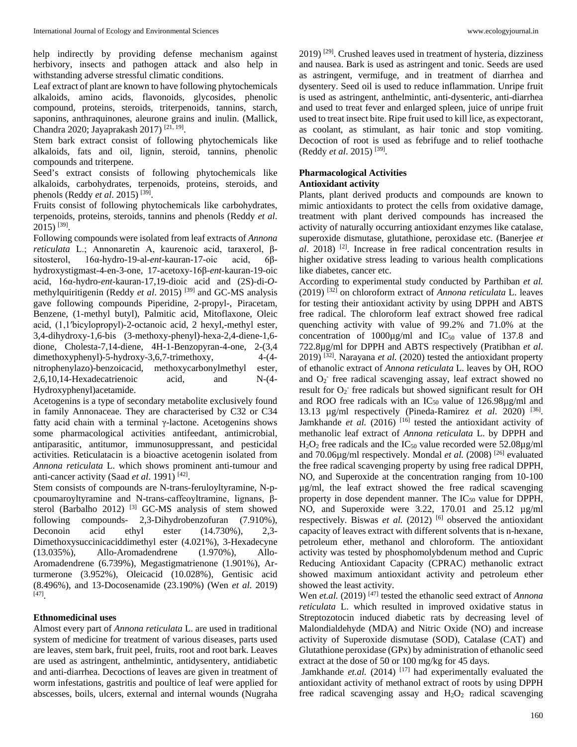help indirectly by providing defense mechanism against herbivory, insects and pathogen attack and also help in withstanding adverse stressful climatic conditions.

Leaf extract of plant are known to have following phytochemicals alkaloids, amino acids, flavonoids, glycosides, phenolic compound, proteins, steroids, triterpenoids, tannins, starch, saponins, anthraquinones, aleurone grains and inulin. (Mallick, Chandra 2020; Jayaprakash 2017) [21, 19].

Stem bark extract consist of following phytochemicals like alkaloids, fats and oil, lignin, steroid, tannins, phenolic compounds and triterpene.

Seed's extract consists of following phytochemicals like alkaloids, carbohydrates, terpenoids, proteins, steroids, and phenols (Reddy *et al*. 2015) [39].

Fruits consist of following phytochemicals like carbohydrates, terpenoids, proteins, steroids, tannins and phenols (Reddy *et al*. 2015) [39].

Following compounds were isolated from leaf extracts of *Annona reticulata* L.; Annonaretin A, kaurenoic acid, taraxerol, β-sitosterol, 16α-hydro-19-al-*ent*-kauran-17-oic acid, 6β-hydroxystigmast-4-en-3-one, 17-acetoxy-16β-*ent*-kauran-19-oic acid, 16α-hydro-*ent*-kauran-17,19-dioic acid and (2S)-di-*O*-methylquiritigenin (Reddy *et al*. 2015) [39] and GC-MS analysis gave following compounds Piperidine, 2-propyl-, Piracetam, Benzene, (1-methyl butyl), Palmitic acid, Mitoflaxone, Oleic acid, (1,1′bicyclopropyl)-2-octanoic acid, 2 hexyl,-methyl ester, 3,4-dihydroxy-1,6-bis (3-methoxy-phenyl)-hexa-2,4-diene-1,6-dione, Cholesta-7,14-diene, 4H-1-Benzopyran-4-one, 2-(3,4 dimethoxyphenyl)-5-hydroxy-3,6,7-trimethoxy, 4-(4-nitrophenylazo)-benzoicacid, methoxycarbonylmethyl ester, 2,6,10,14-Hexadecatrienoic acid, and N-(4-Hydroxyphenyl)acetamide.

Acetogenins is a type of secondary metabolite exclusively found in family Annonaceae. They are characterised by C32 or C34 fatty acid chain with a terminal γ-lactone. Acetogenins shows some pharmacological activities antifeedant, antimicrobial, antiparasitic, antitumor, immunosuppressant, and pesticidal activities. Reticulatacin is a bioactive acetogenin isolated from *Annona reticulata* L. which shows prominent anti-tumour and anti-cancer activity (Saad *et al*. 1991) [42].

Stem consists of compounds are N-trans-feruloyltyramine, N-p-cpoumaroyltyramine and N-trans-caffeoyltramine, lignans, β-sterol (Barbalho 2012) [3] GC-MS analysis of stem showed following compounds- 2,3-Dihydrobenzofuran (7.910%), Deconoin acid ethyl ester (14.730%), 2,3-Dimethoxysuccinicaciddimethyl ester (4.021%), 3-Hexadecyne (13.035%), Allo-Aromadendrene (1.970%), Allo-Aromadendrene (6.739%), Megastigmatrienone (1.901%), Ar-turmerone (3.952%), Oleicacid (10.028%), Gentisic acid (8.496%), and 13-Docosenamide (23.190%) (Wen *et al*. 2019) [47].

## Ethnomedicinal uses

Almost every part of *Annona reticulata* L. are used in traditional system of medicine for treatment of various diseases, parts used are leaves, stem bark, fruit peel, fruits, root and root bark. Leaves are used as astringent, anthelmintic, antidysentery, antidiabetic and anti-diarrhea. Decoctions of leaves are given in treatment of worm infestations, gastritis and poultice of leaf were applied for abscesses, boils, ulcers, external and internal wounds (Nugraha 2019) [29]. Crushed leaves used in treatment of hysteria, dizziness and nausea. Bark is used as astringent and tonic. Seeds are used as astringent, vermifuge, and in treatment of diarrhea and dysentery. Seed oil is used to reduce inflammation. Unripe fruit is used as astringent, anthelmintic, anti-dysenteric, anti-diarrhea and used to treat fever and enlarged spleen, juice of unripe fruit used to treat insect bite. Ripe fruit used to kill lice, as expectorant, as coolant, as stimulant, as hair tonic and stop vomiting. Decoction of root is used as febrifuge and to relief toothache (Reddy *et al*. 2015) [39].

## Pharmacological Activities

### Antioxidant activity

Plants, plant derived products and compounds are known to mimic antioxidants to protect the cells from oxidative damage, treatment with plant derived compounds has increased the activity of naturally occurring antioxidant enzymes like catalase, superoxide dismutase, glutathione, peroxidase etc. (Banerjee *et al*. 2018) [2]. Increase in free radical concentration results in higher oxidative stress leading to various health complications like diabetes, cancer etc.

According to experimental study conducted by Parthiban *et al.* (2019) [32] on chloroform extract of *Annona reticulata* L. leaves for testing their antioxidant activity by using DPPH and ABTS free radical. The chloroform leaf extract showed free radical quenching activity with value of 99.2% and 71.0% at the concentration of 1000µg/ml and $IC_{50}$ value of 137.8 and 722.8µg/ml for DPPH and ABTS respectively (Pratibhan *et al*. 2019) [32]. Narayana *et al.* (2020) tested the antioxidant property of ethanolic extract of *Annona reticulata* L. leaves by OH, ROO and $O_2^-$ free radical scavenging assay, leaf extract showed no result for $O_2^-$ free radicals but showed significant result for OH and ROO free radicals with an $IC_{50}$ value of 126.98µg/ml and 13.13 µg/ml respectively (Pineda-Ramirez *et al*. 2020) [36]. Jamkhande *et al.* (2016) [16] tested the antioxidant activity of methanolic leaf extract of *Annona reticulata* L. by DPPH and $H_2O_2$ free radicals and the $IC_{50}$ value recorded were 52.08µg/ml and 70.06µg/ml respectively. Mondal *et al.* (2008) [26] evaluated the free radical scavenging property by using free radical DPPH, NO, and Superoxide at the concentration ranging from 10-100 µg/ml, the leaf extract showed the free radical scavenging property in dose dependent manner. The $IC_{50}$ value for DPPH, NO, and Superoxide were 3.22, 170.01 and 25.12 µg/ml respectively. Biswas *et al.* (2012) [6] observed the antioxidant capacity of leaves extract with different solvents that is n-hexane, petroleum ether, methanol and chloroform. The antioxidant activity was tested by phosphomolybdenum method and Cupric Reducing Antioxidant Capacity (CPRAC) methanolic extract showed maximum antioxidant activity and petroleum ether showed the least activity.

Wen *et.al.* (2019) [47] tested the ethanolic seed extract of *Annona reticulata* L. which resulted in improved oxidative status in Streptozotocin induced diabetic rats by decreasing level of Malondialdehyde (MDA) and Nitric Oxide (NO) and increase activity of Superoxide dismutase (SOD), Catalase (CAT) and Glutathione peroxidase (GPx) by administration of ethanolic seed extract at the dose of 50 or 100 mg/kg for 45 days.

Jamkhande *et.al.* (2014) [17] had experimentally evaluated the antioxidant activity of methanol extract of roots by using DPPH free radical scavenging assay and $H_2O_2$ radical scavenging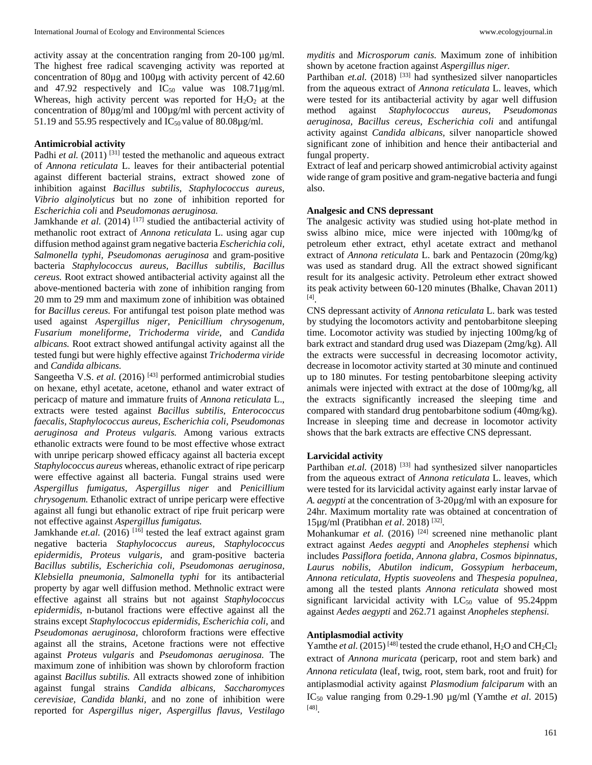activity assay at the concentration ranging from 20-100 µg/ml. The highest free radical scavenging activity was reported at concentration of 80µg and 100µg with activity percent of 42.60 and 47.92 respectively and $IC_{50}$ value was 108.71µg/ml. Whereas, high activity percent was reported for $H_2O_2$ at the concentration of 80µg/ml and 100µg/ml with percent activity of 51.19 and 55.95 respectively and $IC_{50}$ value of 80.08µg/ml.

**Antimicrobial activity**

Padhi *et al.* (2011) [31] tested the methanolic and aqueous extract of *Annona reticulata* L. leaves for their antibacterial potential against different bacterial strains, extract showed zone of inhibition against *Bacillus subtilis, Staphylococcus aureus, Vibrio alginolyticus* but no zone of inhibition reported for *Escherichia coli* and *Pseudomonas aeruginosa.*

Jamkhande *et al.* (2014) [17] studied the antibacterial activity of methanolic root extract of *Annona reticulata* L. using agar cup diffusion method against gram negative bacteria *Escherichia coli, Salmonella typhi, Pseudomonas aeruginosa* and gram-positive bacteria *Staphylococcus aureus, Bacillus subtilis, Bacillus cereus.* Root extract showed antibacterial activity against all the above-mentioned bacteria with zone of inhibition ranging from 20 mm to 29 mm and maximum zone of inhibition was obtained for *Bacillus cereus.* For antifungal test poison plate method was used against *Aspergillus niger, Penicillium chrysogenum, Fusarium moneliforme, Trichoderma viride,* and *Candida albicans.* Root extract showed antifungal activity against all the tested fungi but were highly effective against *Trichoderma viride* and *Candida albicans.*

Sangeetha V.S. *et al.* (2016) [43] performed antimicrobial studies on hexane, ethyl acetate, acetone, ethanol and water extract of pericacp of mature and immature fruits of *Annona reticulata* L., extracts were tested against *Bacillus subtilis, Enterococcus faecalis, Staphylococcus aureus, Escherichia coli, Pseudomonas aeruginosa and Proteus vulgaris.* Among various extracts ethanolic extracts were found to be most effective whose extract with unripe pericarp showed efficacy against all bacteria except *Staphylococcus aureus* whereas, ethanolic extract of ripe pericarp were effective against all bacteria. Fungal strains used were *Aspergillus fumigatus, Aspergillus niger* and *Penicillium chrysogenum.* Ethanolic extract of unripe pericarp were effective against all fungi but ethanolic extract of ripe fruit pericarp were not effective against *Aspergillus fumigatus.*

Jamkhande *et.al.* (2016) [16] tested the leaf extract against gram negative bacteria *Staphylococcus aureus, Staphylococcus epidermidis, Proteus vulgaris,* and gram-positive bacteria *Bacillus subtilis, Escherichia coli, Pseudomonas aeruginosa, Klebsiella pneumonia, Salmonella typhi* for its antibacterial property by agar well diffusion method. Methnolic extract were effective against all strains but not against *Staphylococcus epidermidis*, n-butanol fractions were effective against all the strains except *Staphylococcus epidermidis, Escherichia coli,* and *Pseudomonas aeruginosa,* chloroform fractions were effective against all the strains, Acetone fractions were not effective against *Proteus vulgaris* and *Pseudomonas aeruginosa.* The maximum zone of inhibition was shown by chloroform fraction against *Bacillus subtilis.* All extracts showed zone of inhibition against fungal strains *Candida albicans, Saccharomyces cerevisiae, Candida blanki*, and no zone of inhibition were reported for *Aspergillus niger, Aspergillus flavus, Vestilago myditis* and *Microsporum canis.* Maximum zone of inhibition shown by acetone fraction against *Aspergillus niger.*

Parthiban *et.al.* (2018) [33] had synthesized silver nanoparticles from the aqueous extract of *Annona reticulata* L. leaves, which were tested for its antibacterial activity by agar well diffusion method against *Staphylococcus aureus, Pseudomonas aeruginosa, Bacillus cereus, Escherichia coli* and antifungal activity against *Candida albicans,* silver nanoparticle showed significant zone of inhibition and hence their antibacterial and fungal property.

Extract of leaf and pericarp showed antimicrobial activity against wide range of gram positive and gram-negative bacteria and fungi also.

**Analgesic and CNS depressant**

The analgesic activity was studied using hot-plate method in swiss albino mice, mice were injected with 100mg/kg of petroleum ether extract, ethyl acetate extract and methanol extract of *Annona reticulata* L. bark and Pentazocin (20mg/kg) was used as standard drug. All the extract showed significant result for its analgesic activity. Petroleum ether extract showed its peak activity between 60-120 minutes (Bhalke, Chavan 2011) [4].

CNS depressant activity of *Annona reticulata* L. bark was tested by studying the locomotors activity and pentobarbitone sleeping time. Locomotor activity was studied by injecting 100mg/kg of bark extract and standard drug used was Diazepam (2mg/kg). All the extracts were successful in decreasing locomotor activity, decrease in locomotor activity started at 30 minute and continued up to 180 minutes. For testing pentobarbitone sleeping activity animals were injected with extract at the dose of 100mg/kg, all the extracts significantly increased the sleeping time and compared with standard drug pentobarbitone sodium (40mg/kg). Increase in sleeping time and decrease in locomotor activity shows that the bark extracts are effective CNS depressant.

**Larvicidal activity**

Parthiban *et.al.* (2018) [33] had synthesized silver nanoparticles from the aqueous extract of *Annona reticulata* L. leaves, which were tested for its larvicidal activity against early instar larvae of *A. aegypti* at the concentration of 3-20µg/ml with an exposure for 24hr. Maximum mortality rate was obtained at concentration of 15µg/ml (Pratibhan *et al*. 2018) [32].

Mohankumar *et al.* (2016) [24] screened nine methanolic plant extract against *Aedes aegypti* and *Anopheles stephensi* which includes *Passiflora foetida, Annona glabra, Cosmos bipinnatus, Laurus nobilis, Abutilon indicum, Gossypium herbaceum, Annona reticulata, Hyptis suoveolens* and *Thespesia populnea,* among all the tested plants *Annona reticulata* showed most significant larvicidal activity with $LC_{50}$ value of 95.24ppm against *Aedes aegypti* and 262.71 against *Anopheles stephensi.*

**Antiplasmodial activity**

Yamthe *et al.* (2015) [48] tested the crude ethanol, $H_2O$ and $CH_2Cl_2$ extract of *Annona muricata* (pericarp, root and stem bark) and *Annona reticulata* (leaf, twig, root, stem bark, root and fruit) for antiplasmodial activity against *Plasmodium falciparum* with an $IC_{50}$ value ranging from 0.29-1.90 µg/ml (Yamthe *et al*. 2015) [48].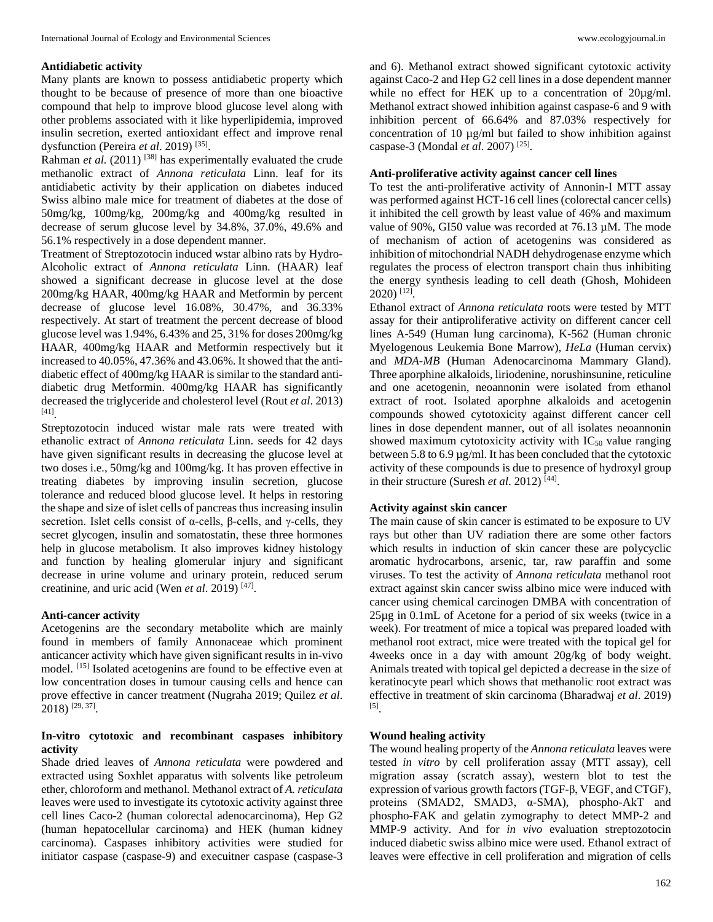### Antidiabetic activity

Many plants are known to possess antidiabetic property which thought to be because of presence of more than one bioactive compound that help to improve blood glucose level along with other problems associated with it like hyperlipidemia, improved insulin secretion, exerted antioxidant effect and improve renal dysfunction (Pereira *et al*. 2019) [35].

Rahman *et al.* (2011) [38] has experimentally evaluated the crude methanolic extract of *Annona reticulata* Linn. leaf for its antidiabetic activity by their application on diabetes induced Swiss albino male mice for treatment of diabetes at the dose of 50mg/kg, 100mg/kg, 200mg/kg and 400mg/kg resulted in decrease of serum glucose level by 34.8%, 37.0%, 49.6% and 56.1% respectively in a dose dependent manner.

Treatment of Streptozotocin induced wstar albino rats by Hydro-Alcoholic extract of *Annona reticulata* Linn. (HAAR) leaf showed a significant decrease in glucose level at the dose 200mg/kg HAAR, 400mg/kg HAAR and Metformin by percent decrease of glucose level 16.08%, 30.47%, and 36.33% respectively. At start of treatment the percent decrease of blood glucose level was 1.94%, 6.43% and 25, 31% for doses 200mg/kg HAAR, 400mg/kg HAAR and Metformin respectively but it increased to 40.05%, 47.36% and 43.06%. It showed that the anti-diabetic effect of 400mg/kg HAAR is similar to the standard anti-diabetic drug Metformin. 400mg/kg HAAR has significantly decreased the triglyceride and cholesterol level (Rout *et al*. 2013) [41].

Streptozotocin induced wistar male rats were treated with ethanolic extract of *Annona reticulata* Linn. seeds for 42 days have given significant results in decreasing the glucose level at two doses i.e., 50mg/kg and 100mg/kg. It has proven effective in treating diabetes by improving insulin secretion, glucose tolerance and reduced blood glucose level. It helps in restoring the shape and size of islet cells of pancreas thus increasing insulin secretion. Islet cells consist of α-cells, β-cells, and γ-cells, they secret glycogen, insulin and somatostatin, these three hormones help in glucose metabolism. It also improves kidney histology and function by healing glomerular injury and significant decrease in urine volume and urinary protein, reduced serum creatinine, and uric acid (Wen *et al*. 2019) [47].

### Anti-cancer activity

Acetogenins are the secondary metabolite which are mainly found in members of family Annonaceae which prominent anticancer activity which have given significant results in in-vivo model. [15] Isolated acetogenins are found to be effective even at low concentration doses in tumour causing cells and hence can prove effective in cancer treatment (Nugraha 2019; Quilez *et al*. 2018) [29, 37].

### In-vitro cytotoxic and recombinant caspases inhibitory activity

Shade dried leaves of *Annona reticulata* were powdered and extracted using Soxhlet apparatus with solvents like petroleum ether, chloroform and methanol. Methanol extract of *A. reticulata* leaves were used to investigate its cytotoxic activity against three cell lines Caco-2 (human colorectal adenocarcinoma), Hep G2 (human hepatocellular carcinoma) and HEK (human kidney carcinoma). Caspases inhibitory activities were studied for initiator caspase (caspase-9) and execuitner caspase (caspase-3 and 6). Methanol extract showed significant cytotoxic activity against Caco-2 and Hep G2 cell lines in a dose dependent manner while no effect for HEK up to a concentration of 20µg/ml. Methanol extract showed inhibition against caspase-6 and 9 with inhibition percent of 66.64% and 87.03% respectively for concentration of 10 µg/ml but failed to show inhibition against caspase-3 (Mondal *et al*. 2007) [25].

### Anti-proliferative activity against cancer cell lines

To test the anti-proliferative activity of Annonin-I MTT assay was performed against HCT-16 cell lines (colorectal cancer cells) it inhibited the cell growth by least value of 46% and maximum value of 90%, GI50 value was recorded at 76.13 µM. The mode of mechanism of action of acetogenins was considered as inhibition of mitochondrial NADH dehydrogenase enzyme which regulates the process of electron transport chain thus inhibiting the energy synthesis leading to cell death (Ghosh, Mohideen 2020) [12].

Ethanol extract of *Annona reticulata* roots were tested by MTT assay for their antiproliferative activity on different cancer cell lines A-549 (Human lung carcinoma), K-562 (Human chronic Myelogenous Leukemia Bone Marrow), *HeLa* (Human cervix) and *MDA-MB* (Human Adenocarcinoma Mammary Gland). Three aporphine alkaloids, liriodenine, norushinsunine, reticuline and one acetogenin, neoannonin were isolated from ethanol extract of root. Isolated aporphne alkaloids and acetogenin compounds showed cytotoxicity against different cancer cell lines in dose dependent manner, out of all isolates neoannonin showed maximum cytotoxicity activity with $IC_{50}$ value ranging between 5.8 to 6.9 µg/ml. It has been concluded that the cytotoxic activity of these compounds is due to presence of hydroxyl group in their structure (Suresh *et al*. 2012) [44].

### Activity against skin cancer

The main cause of skin cancer is estimated to be exposure to UV rays but other than UV radiation there are some other factors which results in induction of skin cancer these are polycyclic aromatic hydrocarbons, arsenic, tar, raw paraffin and some viruses. To test the activity of *Annona reticulata* methanol root extract against skin cancer swiss albino mice were induced with cancer using chemical carcinogen DMBA with concentration of 25µg in 0.1mL of Acetone for a period of six weeks (twice in a week). For treatment of mice a topical was prepared loaded with methanol root extract, mice were treated with the topical gel for 4weeks once in a day with amount 20g/kg of body weight. Animals treated with topical gel depicted a decrease in the size of keratinocyte pearl which shows that methanolic root extract was effective in treatment of skin carcinoma (Bharadwaj *et al*. 2019) [5].

### Wound healing activity

The wound healing property of the *Annona reticulata* leaves were tested *in vitro* by cell proliferation assay (MTT assay), cell migration assay (scratch assay), western blot to test the expression of various growth factors (TGF-β, VEGF, and CTGF), proteins (SMAD2, SMAD3, α-SMA), phospho-AkT and phospho-FAK and gelatin zymography to detect MMP-2 and MMP-9 activity. And for *in vivo* evaluation streptozotocin induced diabetic swiss albino mice were used. Ethanol extract of leaves were effective in cell proliferation and migration of cells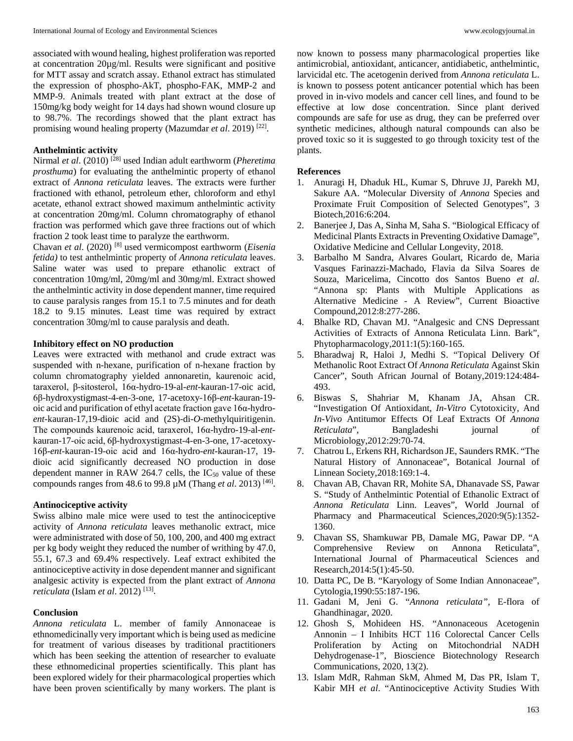associated with wound healing, highest proliferation was reported at concentration 20µg/ml. Results were significant and positive for MTT assay and scratch assay. Ethanol extract has stimulated the expression of phospho-AkT, phospho-FAK, MMP-2 and MMP-9. Animals treated with plant extract at the dose of 150mg/kg body weight for 14 days had shown wound closure up to 98.7%. The recordings showed that the plant extract has promising wound healing property (Mazumdar *et al*. 2019) [22].

### Anthelmintic activity

Nirmal *et al*. (2010) [28] used Indian adult earthworm (*Pheretima prosthuma*) for evaluating the anthelmintic property of ethanol extract of *Annona reticulata* leaves. The extracts were further fractioned with ethanol, petroleum ether, chloroform and ethyl acetate, ethanol extract showed maximum anthelmintic activity at concentration 20mg/ml. Column chromatography of ethanol fraction was performed which gave three fractions out of which fraction 2 took least time to paralyze the earthworm.

Chavan *et al*. (2020) [8] used vermicompost earthworm (*Eisenia fetida)* to test anthelmintic property of *Annona reticulata* leaves. Saline water was used to prepare ethanolic extract of concentration 10mg/ml, 20mg/ml and 30mg/ml. Extract showed the anthelmintic activity in dose dependent manner, time required to cause paralysis ranges from 15.1 to 7.5 minutes and for death 18.2 to 9.15 minutes. Least time was required by extract concentration 30mg/ml to cause paralysis and death.

### Inhibitory effect on NO production

Leaves were extracted with methanol and crude extract was suspended with n-hexane, purification of n-hexane fraction by column chromatography yielded annonaretin, kaurenoic acid, taraxerol, β-sitosterol, 16α-hydro-19-al-*ent*-kauran-17-oic acid, 6β-hydroxystigmast-4-en-3-one, 17-acetoxy-16β-*ent*-kauran-19-oic acid and purification of ethyl acetate fraction gave 16α-hydro-*ent*-kauran-17,19-dioic acid and (2S)-di-*O*-methylquiritigenin. The compounds kaurenoic acid, taraxerol, 16α-hydro-19-al-*ent*-kauran-17-oic acid, 6β-hydroxystigmast-4-en-3-one, 17-acetoxy-16β-*ent*-kauran-19-oic acid and 16α-hydro-*ent*-kauran-17, 19-dioic acid significantly decreased NO production in dose dependent manner in RAW 264.7 cells, the $IC_{50}$ value of these compounds ranges from 48.6 to 99.8 µM (Thang *et al*. 2013) [46].

### Antinociceptive activity

Swiss albino male mice were used to test the antinociceptive activity of *Annona reticulata* leaves methanolic extract, mice were administrated with dose of 50, 100, 200, and 400 mg extract per kg body weight they reduced the number of writhing by 47.0, 55.1, 67.3 and 69.4% respectively. Leaf extract exhibited the antinociceptive activity in dose dependent manner and significant analgesic activity is expected from the plant extract of *Annona reticulata* (Islam *et al*. 2012) [13].

### Conclusion

*Annona reticulata* L. member of family Annonaceae is ethnomedicinally very important which is being used as medicine for treatment of various diseases by traditional practitioners which has been seeking the attention of researcher to evaluate these ethnomedicinal properties scientifically. This plant has been explored widely for their pharmacological properties which have been proven scientifically by many workers. The plant is now known to possess many pharmacological properties like antimicrobial, antioxidant, anticancer, antidiabetic, anthelmintic, larvicidal etc. The acetogenin derived from *Annona reticulata* L. is known to possess potent anticancer potential which has been proved in in-vivo models and cancer cell lines, and found to be effective at low dose concentration. Since plant derived compounds are safe for use as drug, they can be preferred over synthetic medicines, although natural compounds can also be proved toxic so it is suggested to go through toxicity test of the plants.

### References

1. Anuragi H, Dhaduk HL, Kumar S, Dhruve JJ, Parekh MJ, Sakure AA. "Molecular Diversity of *Annona* Species and Proximate Fruit Composition of Selected Genotypes", 3 Biotech,2016:6:204.
2. Banerjee J, Das A, Sinha M, Saha S. "Biological Efficacy of Medicinal Plants Extracts in Preventing Oxidative Damage", Oxidative Medicine and Cellular Longevity, 2018.
3. Barbalho M Sandra, Alvares Goulart, Ricardo de, Maria Vasques Farinazzi-Machado, Flavia da Silva Soares de Souza, Maricelima, Cincotto dos Santos Bueno *et al*. "Annona sp: Plants with Multiple Applications as Alternative Medicine - A Review", Current Bioactive Compound,2012:8:277-286.
4. Bhalke RD, Chavan MJ. "Analgesic and CNS Depressant Activities of Extracts of Annona Reticulata Linn. Bark", Phytopharmacology,2011:1(5):160-165.
5. Bharadwaj R, Haloi J, Medhi S. "Topical Delivery Of Methanolic Root Extract Of *Annona Reticulata* Against Skin Cancer", South African Journal of Botany,2019:124:484-493.
6. Biswas S, Shahriar M, Khanam JA, Ahsan CR. "Investigation Of Antioxidant, *In-Vitro* Cytotoxicity, And *In-Vivo* Antitumor Effects Of Leaf Extracts Of *Annona Reticulata*", Bangladeshi journal of Microbiology,2012:29:70-74.
7. Chatrou L, Erkens RH, Richardson JE, Saunders RMK. "The Natural History of Annonaceae", Botanical Journal of Linnean Society,2018:169:1-4.
8. Chavan AB, Chavan RR, Mohite SA, Dhanavade SS, Pawar S. "Study of Anthelmintic Potential of Ethanolic Extract of *Annona Reticulata* Linn. Leaves", World Journal of Pharmacy and Pharmaceutical Sciences,2020:9(5):1352-1360.
9. Chavan SS, Shamkuwar PB, Damale MG, Pawar DP. "A Comprehensive Review on Annona Reticulata", International Journal of Pharmaceutical Sciences and Research,2014:5(1):45-50.
10. Datta PC, De B. "Karyology of Some Indian Annonaceae", Cytologia,1990:55:187-196.
11. Gadani M, Jeni G. "*Annona reticulata",* E-flora of Ghandhinagar, 2020.
12. Ghosh S, Mohideen HS. "Annonaceous Acetogenin Annonin – I Inhibits HCT 116 Colorectal Cancer Cells Proliferation by Acting on Mitochondrial NADH Dehydrogenase-1", Bioscience Biotechnology Research Communications, 2020, 13(2).
13. Islam MdR, Rahman SkM, Ahmed M, Das PR, Islam T, Kabir MH *et al*. "Antinociceptive Activity Studies With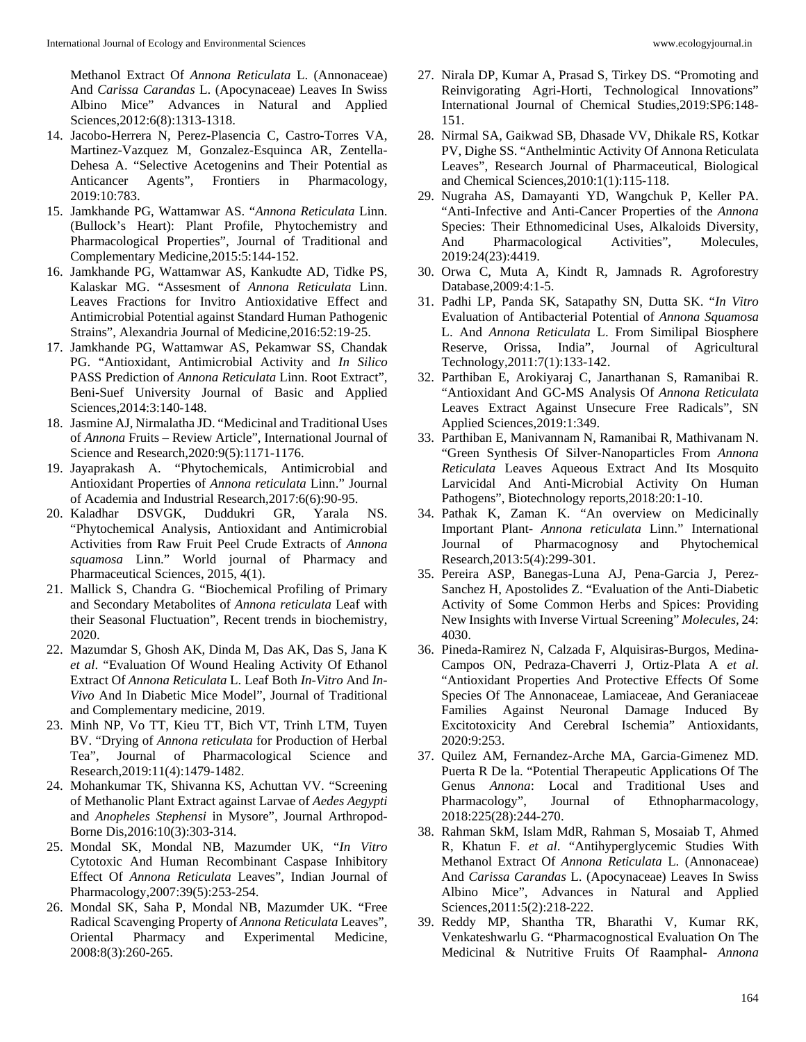Methanol Extract Of *Annona Reticulata* L. (Annonaceae) And *Carissa Carandas* L. (Apocynaceae) Leaves In Swiss Albino Mice" Advances in Natural and Applied Sciences,2012:6(8):1313-1318.

14. Jacobo-Herrera N, Perez-Plasencia C, Castro-Torres VA, Martinez-Vazquez M, Gonzalez-Esquinca AR, Zentella-Dehesa A. "Selective Acetogenins and Their Potential as Anticancer Agents", Frontiers in Pharmacology, 2019:10:783.
15. Jamkhande PG, Wattamwar AS. "*Annona Reticulata* Linn. (Bullock's Heart): Plant Profile, Phytochemistry and Pharmacological Properties", Journal of Traditional and Complementary Medicine,2015:5:144-152.
16. Jamkhande PG, Wattamwar AS, Kankudte AD, Tidke PS, Kalaskar MG. "Assesment of *Annona Reticulata* Linn. Leaves Fractions for Invitro Antioxidative Effect and Antimicrobial Potential against Standard Human Pathogenic Strains", Alexandria Journal of Medicine,2016:52:19-25.
17. Jamkhande PG, Wattamwar AS, Pekamwar SS, Chandak PG. "Antioxidant, Antimicrobial Activity and *In Silico* PASS Prediction of *Annona Reticulata* Linn. Root Extract", Beni-Suef University Journal of Basic and Applied Sciences,2014:3:140-148.
18. Jasmine AJ, Nirmalatha JD. "Medicinal and Traditional Uses of *Annona* Fruits – Review Article", International Journal of Science and Research,2020:9(5):1171-1176.
19. Jayaprakash A. "Phytochemicals, Antimicrobial and Antioxidant Properties of *Annona reticulata* Linn." Journal of Academia and Industrial Research,2017:6(6):90-95.
20. Kaladhar DSVGK, Duddukri GR, Yarala NS. "Phytochemical Analysis, Antioxidant and Antimicrobial Activities from Raw Fruit Peel Crude Extracts of *Annona squamosa* Linn." World journal of Pharmacy and Pharmaceutical Sciences, 2015, 4(1).
21. Mallick S, Chandra G. "Biochemical Profiling of Primary and Secondary Metabolites of *Annona reticulata* Leaf with their Seasonal Fluctuation", Recent trends in biochemistry, 2020.
22. Mazumdar S, Ghosh AK, Dinda M, Das AK, Das S, Jana K *et al*. "Evaluation Of Wound Healing Activity Of Ethanol Extract Of *Annona Reticulata* L. Leaf Both *In-Vitro* And *In-Vivo* And In Diabetic Mice Model", Journal of Traditional and Complementary medicine, 2019.
23. Minh NP, Vo TT, Kieu TT, Bich VT, Trinh LTM, Tuyen BV. "Drying of *Annona reticulata* for Production of Herbal Tea", Journal of Pharmacological Science and Research,2019:11(4):1479-1482.
24. Mohankumar TK, Shivanna KS, Achuttan VV. "Screening of Methanolic Plant Extract against Larvae of *Aedes Aegypti* and *Anopheles Stephensi* in Mysore", Journal Arthropod-Borne Dis,2016:10(3):303-314.
25. Mondal SK, Mondal NB, Mazumder UK, "*In Vitro* Cytotoxic And Human Recombinant Caspase Inhibitory Effect Of *Annona Reticulata* Leaves", Indian Journal of Pharmacology,2007:39(5):253-254.
26. Mondal SK, Saha P, Mondal NB, Mazumder UK. "Free Radical Scavenging Property of *Annona Reticulata* Leaves", Oriental Pharmacy and Experimental Medicine, 2008:8(3):260-265.
27. Nirala DP, Kumar A, Prasad S, Tirkey DS. "Promoting and Reinvigorating Agri-Horti, Technological Innovations" International Journal of Chemical Studies,2019:SP6:148-151.
28. Nirmal SA, Gaikwad SB, Dhasade VV, Dhikale RS, Kotkar PV, Dighe SS. "Anthelmintic Activity Of Annona Reticulata Leaves", Research Journal of Pharmaceutical, Biological and Chemical Sciences,2010:1(1):115-118.
29. Nugraha AS, Damayanti YD, Wangchuk P, Keller PA. "Anti-Infective and Anti-Cancer Properties of the *Annona* Species: Their Ethnomedicinal Uses, Alkaloids Diversity, And Pharmacological Activities", Molecules, 2019:24(23):4419.
30. Orwa C, Muta A, Kindt R, Jamnads R. Agroforestry Database,2009:4:1-5.
31. Padhi LP, Panda SK, Satapathy SN, Dutta SK. "*In Vitro* Evaluation of Antibacterial Potential of *Annona Squamosa* L. And *Annona Reticulata* L. From Similipal Biosphere Reserve, Orissa, India", Journal of Agricultural Technology,2011:7(1):133-142.
32. Parthiban E, Arokiyaraj C, Janarthanan S, Ramanibai R. "Antioxidant And GC-MS Analysis Of *Annona Reticulata* Leaves Extract Against Unsecure Free Radicals", SN Applied Sciences,2019:1:349.
33. Parthiban E, Manivannam N, Ramanibai R, Mathivanam N. "Green Synthesis Of Silver-Nanoparticles From *Annona Reticulata* Leaves Aqueous Extract And Its Mosquito Larvicidal And Anti-Microbial Activity On Human Pathogens", Biotechnology reports,2018:20:1-10.
34. Pathak K, Zaman K. "An overview on Medicinally Important Plant- *Annona reticulata* Linn." International Journal of Pharmacognosy and Phytochemical Research,2013:5(4):299-301.
35. Pereira ASP, Banegas-Luna AJ, Pena-Garcia J, Perez-Sanchez H, Apostolides Z. "Evaluation of the Anti-Diabetic Activity of Some Common Herbs and Spices: Providing New Insights with Inverse Virtual Screening" *Molecules,* 24: 4030.
36. Pineda-Ramirez N, Calzada F, Alquisiras-Burgos, Medina-Campos ON, Pedraza-Chaverri J, Ortiz-Plata A *et al*. "Antioxidant Properties And Protective Effects Of Some Species Of The Annonaceae, Lamiaceae, And Geraniaceae Families Against Neuronal Damage Induced By Excitotoxicity And Cerebral Ischemia" Antioxidants, 2020:9:253.
37. Quilez AM, Fernandez-Arche MA, Garcia-Gimenez MD. Puerta R De la. "Potential Therapeutic Applications Of The Genus *Annona*: Local and Traditional Uses and Pharmacology", Journal of Ethnopharmacology, 2018:225(28):244-270.
38. Rahman SkM, Islam MdR, Rahman S, Mosaiab T, Ahmed R, Khatun F. *et al*. "Antihyperglycemic Studies With Methanol Extract Of *Annona Reticulata* L. (Annonaceae) And *Carissa Carandas* L. (Apocynaceae) Leaves In Swiss Albino Mice", Advances in Natural and Applied Sciences,2011:5(2):218-222.
39. Reddy MP, Shantha TR, Bharathi V, Kumar RK, Venkateshwarlu G. "Pharmacognostical Evaluation On The Medicinal & Nutritive Fruits Of Raamphal- *Annona*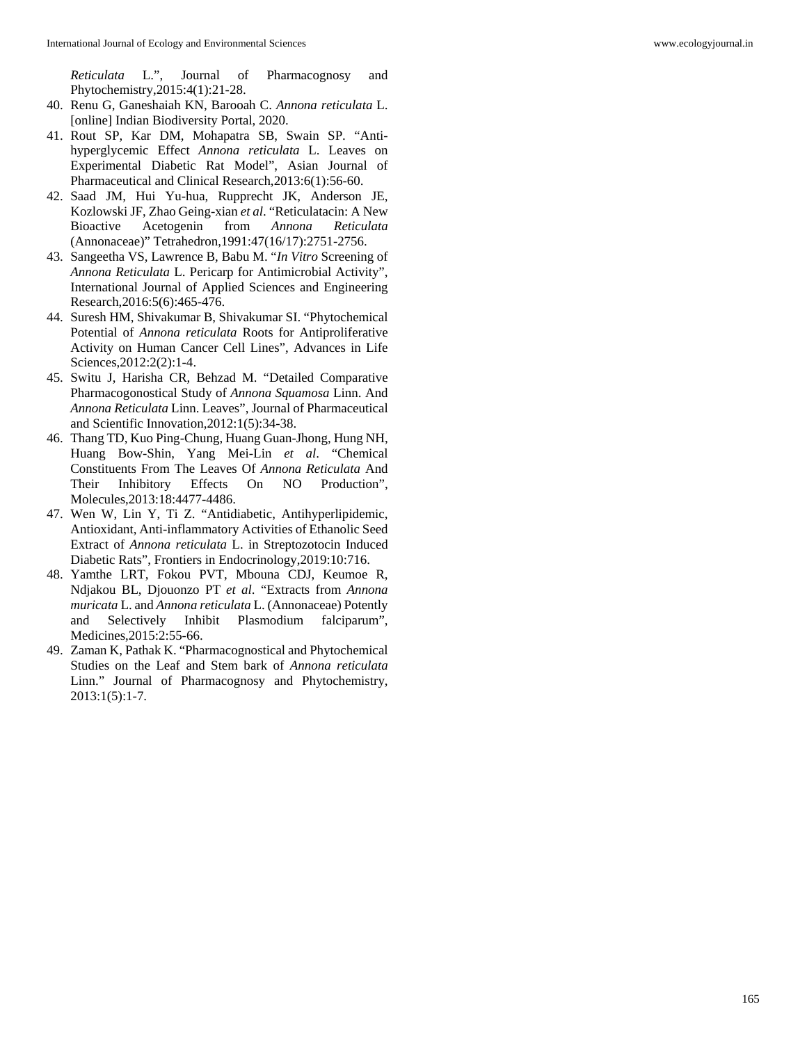*Reticulata* L.", Journal of Pharmacognosy and Phytochemistry,2015:4(1):21-28.

40. Renu G, Ganeshaiah KN, Barooah C. *Annona reticulata* L. [online] Indian Biodiversity Portal, 2020.
41. Rout SP, Kar DM, Mohapatra SB, Swain SP. "Anti-hyperglycemic Effect *Annona reticulata* L. Leaves on Experimental Diabetic Rat Model", Asian Journal of Pharmaceutical and Clinical Research,2013:6(1):56-60.
42. Saad JM, Hui Yu-hua, Rupprecht JK, Anderson JE, Kozlowski JF, Zhao Geing-xian *et al*. "Reticulatacin: A New Bioactive Acetogenin from *Annona Reticulata* (Annonaceae)" Tetrahedron,1991:47(16/17):2751-2756.
43. Sangeetha VS, Lawrence B, Babu M. "*In Vitro* Screening of *Annona Reticulata* L. Pericarp for Antimicrobial Activity", International Journal of Applied Sciences and Engineering Research,2016:5(6):465-476.
44. Suresh HM, Shivakumar B, Shivakumar SI. "Phytochemical Potential of *Annona reticulata* Roots for Antiproliferative Activity on Human Cancer Cell Lines", Advances in Life Sciences,2012:2(2):1-4.
45. Switu J, Harisha CR, Behzad M. "Detailed Comparative Pharmacogonostical Study of *Annona Squamosa* Linn. And *Annona Reticulata* Linn. Leaves", Journal of Pharmaceutical and Scientific Innovation,2012:1(5):34-38.
46. Thang TD, Kuo Ping-Chung, Huang Guan-Jhong, Hung NH, Huang Bow-Shin, Yang Mei-Lin *et al*. "Chemical Constituents From The Leaves Of *Annona Reticulata* And Their Inhibitory Effects On NO Production", Molecules,2013:18:4477-4486.
47. Wen W, Lin Y, Ti Z. "Antidiabetic, Antihyperlipidemic, Antioxidant, Anti-inflammatory Activities of Ethanolic Seed Extract of *Annona reticulata* L. in Streptozotocin Induced Diabetic Rats", Frontiers in Endocrinology,2019:10:716.
48. Yamthe LRT, Fokou PVT, Mbouna CDJ, Keumoe R, Ndjakou BL, Djouonzo PT *et al*. "Extracts from *Annona muricata* L. and *Annona reticulata* L. (Annonaceae) Potently and Selectively Inhibit Plasmodium falciparum", Medicines,2015:2:55-66.
49. Zaman K, Pathak K. "Pharmacognostical and Phytochemical Studies on the Leaf and Stem bark of *Annona reticulata* Linn." Journal of Pharmacognosy and Phytochemistry, 2013:1(5):1-7.